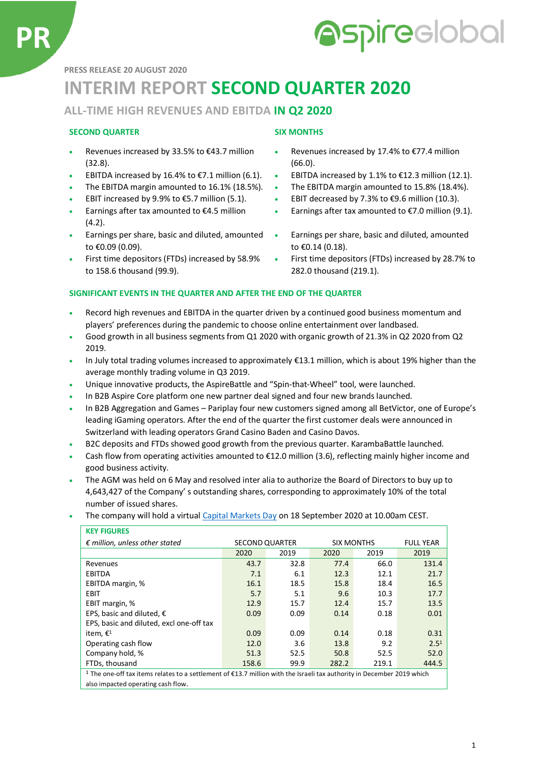PRESS RELEASE 20 AUGUST 2020

# INTERIM REPORT SECOND QUARTER 2020

## ALL-TIME HIGH REVENUES AND EBITDA IN Q2 2020

### SECOND QUARTER

- Revenues increased by 33.5% to €43.7 million (32.8).
- EBITDA increased by 16.4% to €7.1 million (6.1).
- The EBITDA margin amounted to 16.1% (18.5%).
- EBIT increased by 9.9% to €5.7 million (5.1).
- Earnings after tax amounted to €4.5 million (4.2).
- Earnings per share, basic and diluted, amounted to €0.09 (0.09).
- First time depositors (FTDs) increased by 58.9% to 158.6 thousand (99.9).

### SIX MONTHS

- Revenues increased by 17.4% to €77.4 million (66.0).
- EBITDA increased by 1.1% to €12.3 million (12.1).
- The EBITDA margin amounted to 15.8% (18.4%).
- EBIT decreased by 7.3% to €9.6 million (10.3).
- Earnings after tax amounted to €7.0 million (9.1).
- Earnings per share, basic and diluted, amounted to €0.14 (0.18).
- First time depositors (FTDs) increased by 28.7% to 282.0 thousand (219.1).

### SIGNIFICANT EVENTS IN THE QUARTER AND AFTER THE END OF THE QUARTER

- Record high revenues and EBITDA in the quarter driven by a continued good business momentum and players' preferences during the pandemic to choose online entertainment over landbased.
- Good growth in all business segments from Q1 2020 with organic growth of 21.3% in Q2 2020 from Q2 2019.
- In July total trading volumes increased to approximately €13.1 million, which is about 19% higher than the average monthly trading volume in Q3 2019.
- Unique innovative products, the AspireBattle and "Spin-that-Wheel" tool, were launched.
- In B2B Aspire Core platform one new partner deal signed and four new brands launched.
- In B2B Aggregation and Games – Pariplay four new customers signed among all BetVictor, one of Europe's leading iGaming operators. After the end of the quarter the first customer deals were announced in Switzerland with leading operators Grand Casino Baden and Casino Davos.
- B2C deposits and FTDs showed good growth from the previous quarter. KarambaBattle launched.
- Cash flow from operating activities amounted to €12.0 million (3.6), reflecting mainly higher income and good business activity.
- The AGM was held on 6 May and resolved inter alia to authorize the Board of Directors to buy up to 4,643,427 of the Company' s outstanding shares, corresponding to approximately 10% of the total number of issued shares.
- The company will hold a virtual Capital Markets Day on 18 September 2020 at 10.00am CEST.

### KEY FIGURES

| *€ million, unless other stated* | SECOND QUARTER | | SIX MONTHS | | FULL YEAR |
|---|---|---|---|---|---|
| | 2020 | 2019 | 2020 | 2019 | 2019 |
| Revenues | 43.7 | 32.8 | 77.4 | 66.0 | 131.4 |
| EBITDA | 7.1 | 6.1 | 12.3 | 12.1 | 21.7 |
| EBITDA margin, % | 16.1 | 18.5 | 15.8 | 18.4 | 16.5 |
| EBIT | 5.7 | 5.1 | 9.6 | 10.3 | 17.7 |
| EBIT margin, % | 12.9 | 15.7 | 12.4 | 15.7 | 13.5 |
| EPS, basic and diluted, € | 0.09 | 0.09 | 0.14 | 0.18 | 0.01 |
| EPS, basic and diluted, excl one-off tax item, €[1] | 0.09 | 0.09 | 0.14 | 0.18 | 0.31 |
| Operating cash flow | 12.0 | 3.6 | 13.8 | 9.2 | 2.5[1] |
| Company hold, % | 51.3 | 52.5 | 50.8 | 52.5 | 52.0 |
| FTDs, thousand | 158.6 | 99.9 | 282.2 | 219.1 | 444.5 |

[1] The one-off tax items relates to a settlement of €13.7 million with the Israeli tax authority in December 2019 which also impacted operating cash flow.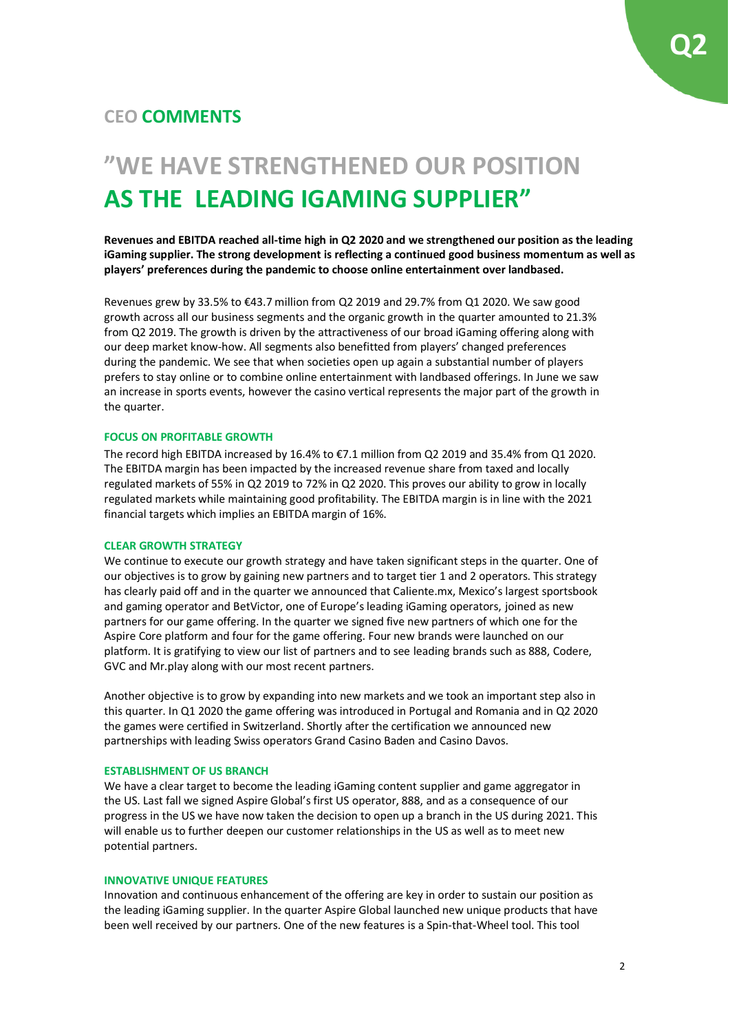## CEO COMMENTS

# "WE HAVE STRENGTHENED OUR POSITION AS THE LEADING IGAMING SUPPLIER"

**Revenues and EBITDA reached all-time high in Q2 2020 and we strengthened our position as the leading iGaming supplier. The strong development is reflecting a continued good business momentum as well as players' preferences during the pandemic to choose online entertainment over landbased.**

Revenues grew by 33.5% to €43.7 million from Q2 2019 and 29.7% from Q1 2020. We saw good growth across all our business segments and the organic growth in the quarter amounted to 21.3% from Q2 2019. The growth is driven by the attractiveness of our broad iGaming offering along with our deep market know-how. All segments also benefitted from players' changed preferences during the pandemic. We see that when societies open up again a substantial number of players prefers to stay online or to combine online entertainment with landbased offerings. In June we saw an increase in sports events, however the casino vertical represents the major part of the growth in the quarter.

### FOCUS ON PROFITABLE GROWTH

The record high EBITDA increased by 16.4% to €7.1 million from Q2 2019 and 35.4% from Q1 2020. The EBITDA margin has been impacted by the increased revenue share from taxed and locally regulated markets of 55% in Q2 2019 to 72% in Q2 2020. This proves our ability to grow in locally regulated markets while maintaining good profitability. The EBITDA margin is in line with the 2021 financial targets which implies an EBITDA margin of 16%.

### CLEAR GROWTH STRATEGY

We continue to execute our growth strategy and have taken significant steps in the quarter. One of our objectives is to grow by gaining new partners and to target tier 1 and 2 operators. This strategy has clearly paid off and in the quarter we announced that Caliente.mx, Mexico's largest sportsbook and gaming operator and BetVictor, one of Europe's leading iGaming operators, joined as new partners for our game offering. In the quarter we signed five new partners of which one for the Aspire Core platform and four for the game offering. Four new brands were launched on our platform. It is gratifying to view our list of partners and to see leading brands such as 888, Codere, GVC and Mr.play along with our most recent partners.

Another objective is to grow by expanding into new markets and we took an important step also in this quarter. In Q1 2020 the game offering was introduced in Portugal and Romania and in Q2 2020 the games were certified in Switzerland. Shortly after the certification we announced new partnerships with leading Swiss operators Grand Casino Baden and Casino Davos.

### ESTABLISHMENT OF US BRANCH

We have a clear target to become the leading iGaming content supplier and game aggregator in the US. Last fall we signed Aspire Global's first US operator, 888, and as a consequence of our progress in the US we have now taken the decision to open up a branch in the US during 2021. This will enable us to further deepen our customer relationships in the US as well as to meet new potential partners.

### INNOVATIVE UNIQUE FEATURES

Innovation and continuous enhancement of the offering are key in order to sustain our position as the leading iGaming supplier. In the quarter Aspire Global launched new unique products that have been well received by our partners. One of the new features is a Spin-that-Wheel tool. This tool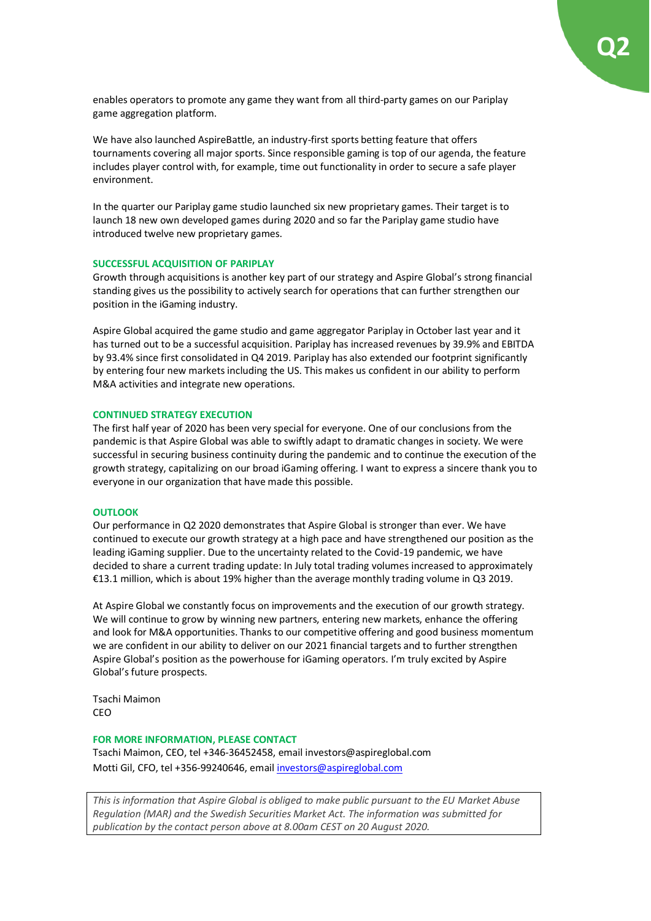enables operators to promote any game they want from all third-party games on our Pariplay game aggregation platform.

We have also launched AspireBattle, an industry-first sports betting feature that offers tournaments covering all major sports. Since responsible gaming is top of our agenda, the feature includes player control with, for example, time out functionality in order to secure a safe player environment.

In the quarter our Pariplay game studio launched six new proprietary games. Their target is to launch 18 new own developed games during 2020 and so far the Pariplay game studio have introduced twelve new proprietary games.

## SUCCESSFUL ACQUISITION OF PARIPLAY

Growth through acquisitions is another key part of our strategy and Aspire Global's strong financial standing gives us the possibility to actively search for operations that can further strengthen our position in the iGaming industry.

Aspire Global acquired the game studio and game aggregator Pariplay in October last year and it has turned out to be a successful acquisition. Pariplay has increased revenues by 39.9% and EBITDA by 93.4% since first consolidated in Q4 2019. Pariplay has also extended our footprint significantly by entering four new markets including the US. This makes us confident in our ability to perform M&A activities and integrate new operations.

## CONTINUED STRATEGY EXECUTION

The first half year of 2020 has been very special for everyone. One of our conclusions from the pandemic is that Aspire Global was able to swiftly adapt to dramatic changes in society. We were successful in securing business continuity during the pandemic and to continue the execution of the growth strategy, capitalizing on our broad iGaming offering. I want to express a sincere thank you to everyone in our organization that have made this possible.

## OUTLOOK

Our performance in Q2 2020 demonstrates that Aspire Global is stronger than ever. We have continued to execute our growth strategy at a high pace and have strengthened our position as the leading iGaming supplier. Due to the uncertainty related to the Covid-19 pandemic, we have decided to share a current trading update: In July total trading volumes increased to approximately €13.1 million, which is about 19% higher than the average monthly trading volume in Q3 2019.

At Aspire Global we constantly focus on improvements and the execution of our growth strategy. We will continue to grow by winning new partners, entering new markets, enhance the offering and look for M&A opportunities. Thanks to our competitive offering and good business momentum we are confident in our ability to deliver on our 2021 financial targets and to further strengthen Aspire Global's position as the powerhouse for iGaming operators. I'm truly excited by Aspire Global's future prospects.

Tsachi Maimon
CEO

## FOR MORE INFORMATION, PLEASE CONTACT

Tsachi Maimon, CEO, tel +346-36452458, email investors@aspireglobal.com
Motti Gil, CFO, tel +356-99240646, email investors@aspireglobal.com

*This is information that Aspire Global is obliged to make public pursuant to the EU Market Abuse Regulation (MAR) and the Swedish Securities Market Act. The information was submitted for publication by the contact person above at 8.00am CEST on 20 August 2020.*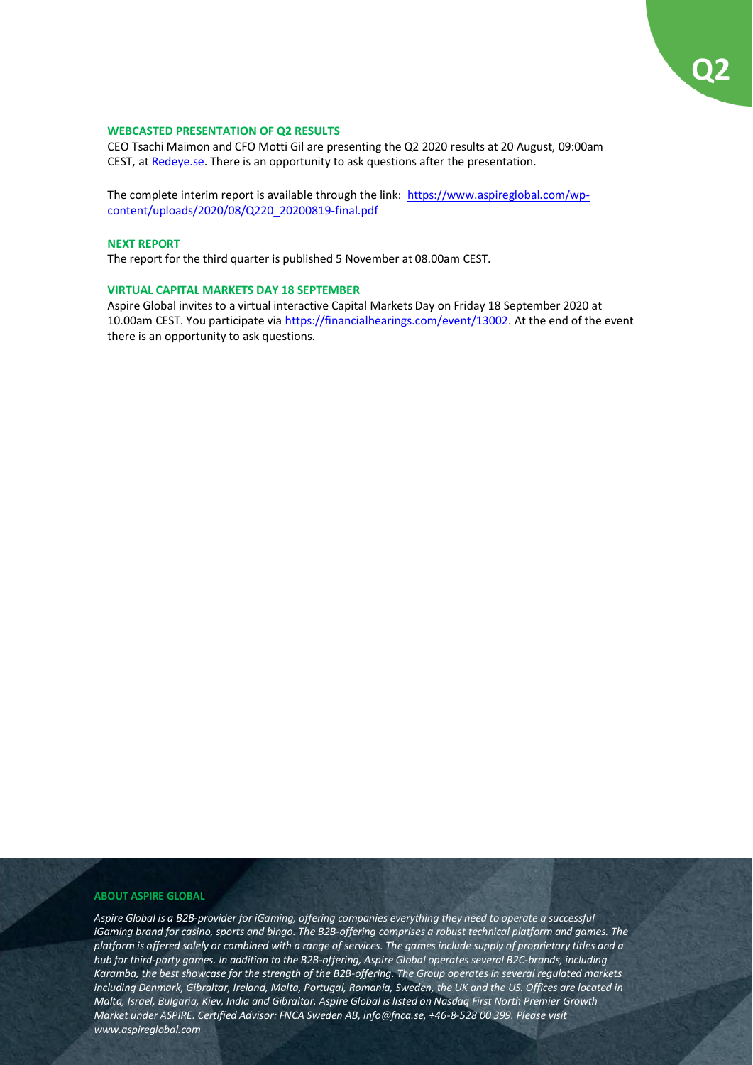### WEBCASTED PRESENTATION OF Q2 RESULTS

CEO Tsachi Maimon and CFO Motti Gil are presenting the Q2 2020 results at 20 August, 09:00am CEST, at Redeye.se. There is an opportunity to ask questions after the presentation.

The complete interim report is available through the link: https://www.aspireglobal.com/wp-content/uploads/2020/08/Q220_20200819-final.pdf

### NEXT REPORT

The report for the third quarter is published 5 November at 08.00am CEST.

### VIRTUAL CAPITAL MARKETS DAY 18 SEPTEMBER

Aspire Global invites to a virtual interactive Capital Markets Day on Friday 18 September 2020 at 10.00am CEST. You participate via https://financialhearings.com/event/13002. At the end of the event there is an opportunity to ask questions.

### ABOUT ASPIRE GLOBAL

*Aspire Global is a B2B-provider for iGaming, offering companies everything they need to operate a successful iGaming brand for casino, sports and bingo. The B2B-offering comprises a robust technical platform and games. The platform is offered solely or combined with a range of services. The games include supply of proprietary titles and a hub for third-party games. In addition to the B2B-offering, Aspire Global operates several B2C-brands, including Karamba, the best showcase for the strength of the B2B-offering. The Group operates in several regulated markets including Denmark, Gibraltar, Ireland, Malta, Portugal, Romania, Sweden, the UK and the US. Offices are located in Malta, Israel, Bulgaria, Kiev, India and Gibraltar. Aspire Global is listed on Nasdaq First North Premier Growth Market under ASPIRE. Certified Advisor: FNCA Sweden AB, info@fnca.se, +46-8-528 00 399. Please visit www.aspireglobal.com*